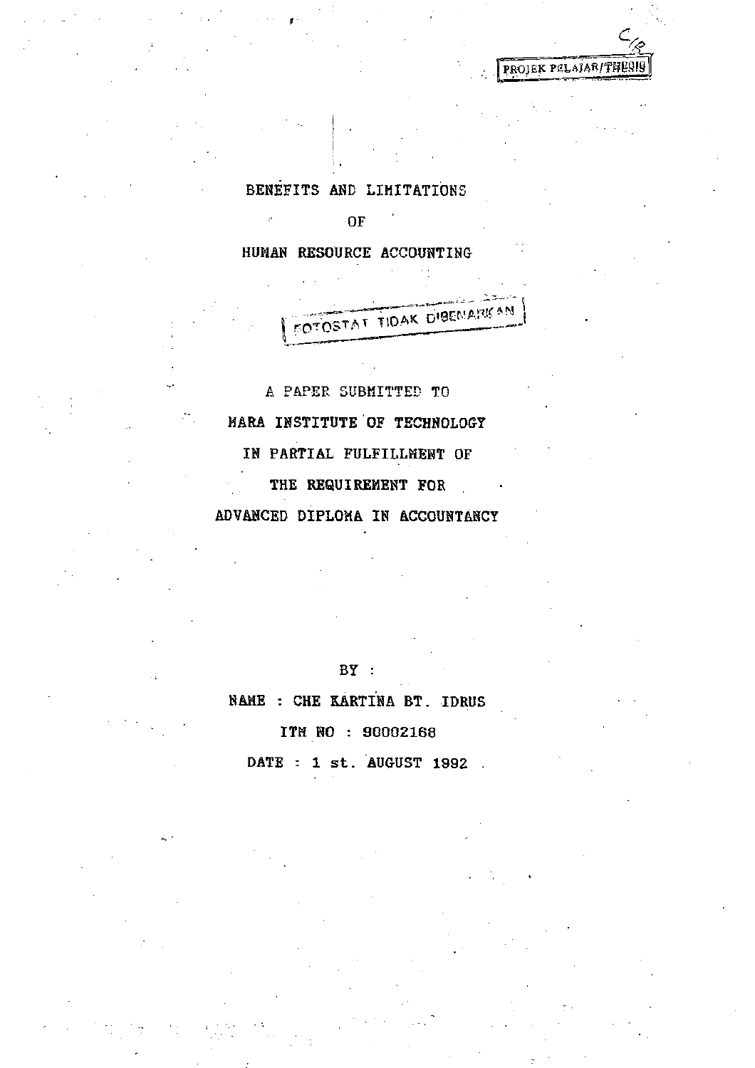PROJEK PELAJAR/THESIS

# BENEFITS AND LIMITATIONS OF HUMAN RESOURCE ACCOUNTING

FOTOSTAT TIDAK DIBENARKAN

A PAPER SUBMITTED TO
MARA INSTITUTE OF TECHNOLOGY
IN PARTIAL FULFILLMENT OF
THE REQUIREMENT FOR
ADVANCED DIPLOMA IN ACCOUNTANCY

BY :

NAME : CHE KARTINA BT. IDRUS

ITM NO : 90002168

DATE : 1 st. AUGUST 1992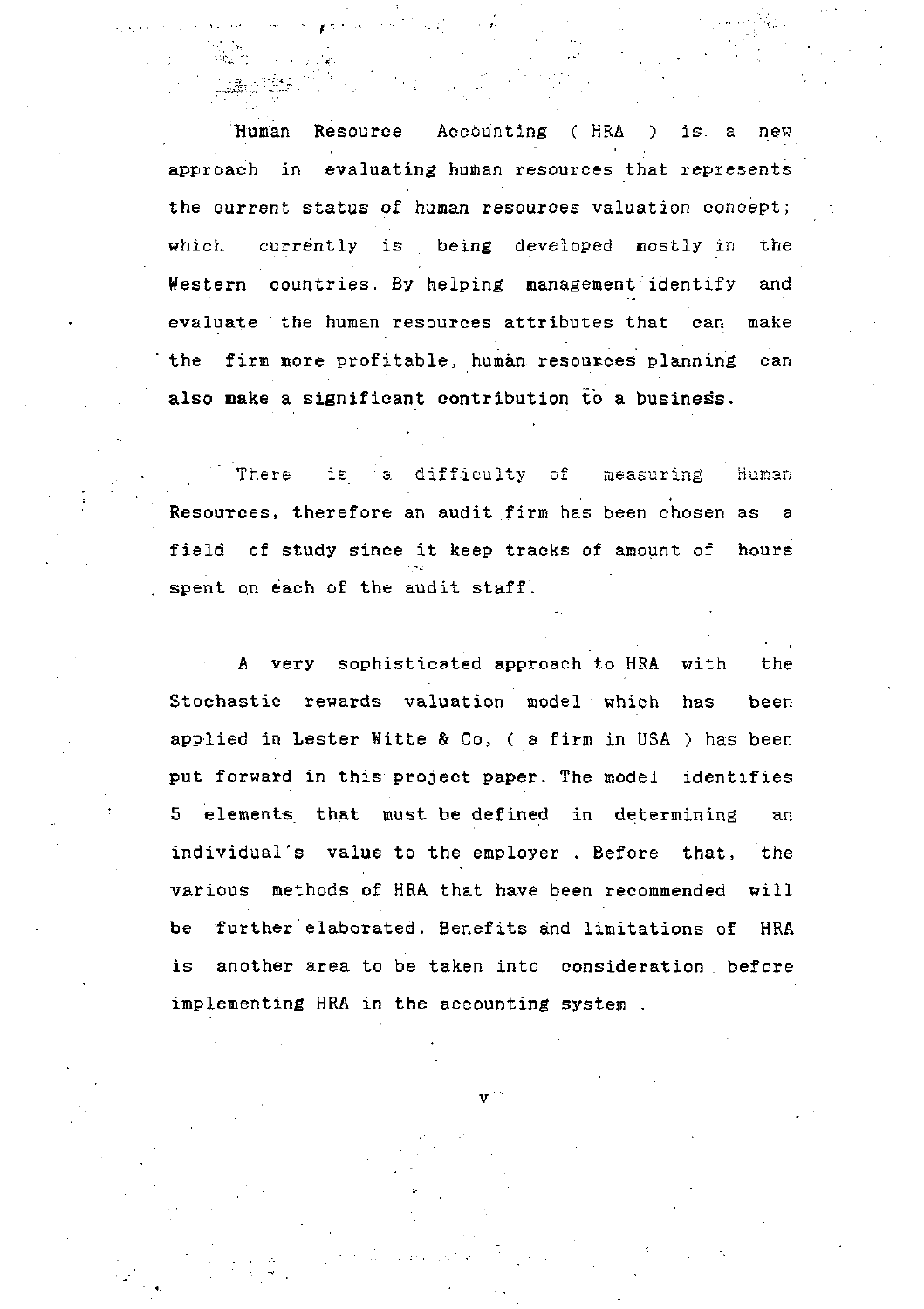Human Resource Accounting ( HRA ) is a new approach in evaluating human resources that represents the current status of human resources valuation concept; which currently is being developed mostly in the Western countries. By helping management identify and evaluate the human resources attributes that can make the firm more profitable, human resources planning can also make a significant contribution to a business.

There is a difficulty of measuring Human Resources, therefore an audit firm has been chosen as a field of study since it keep tracks of amount of hours spent on each of the audit staff.

A very sophisticated approach to HRA with the Stochastic rewards valuation model which has been applied in Lester Witte & Co, ( a firm in USA ) has been put forward in this project paper. The model identifies 5 elements that must be defined in determining an individual's value to the employer . Before that, the various methods of HRA that have been recommended will be further elaborated. Benefits and limitations of HRA is another area to be taken into consideration before implementing HRA in the accounting system .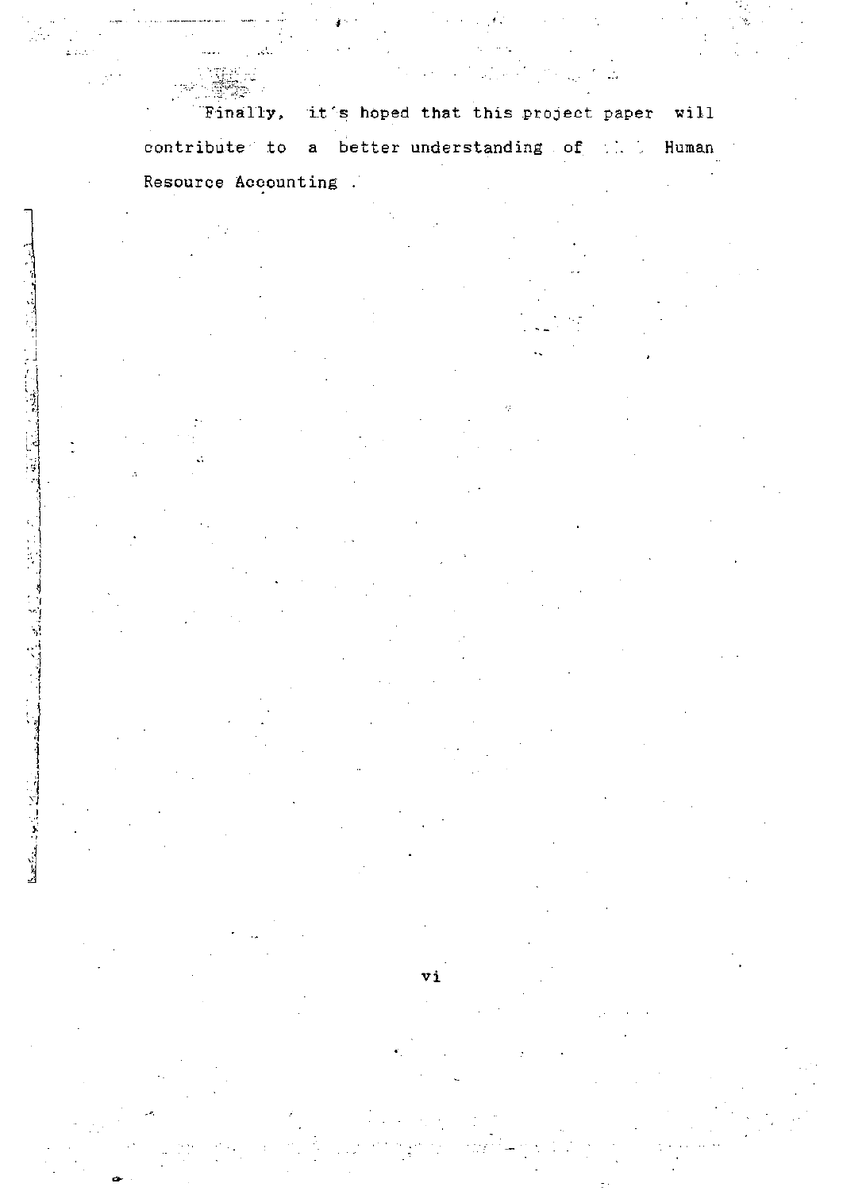Finally, it´s hoped that this project paper will contribute to a better understanding of Human Resource Accounting .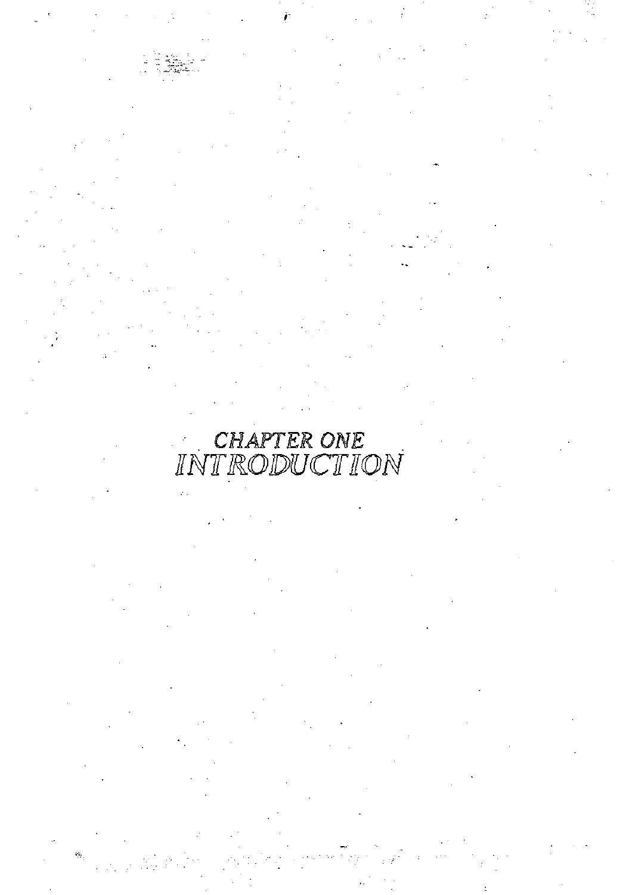# CHAPTER ONE
# INTRODUCTION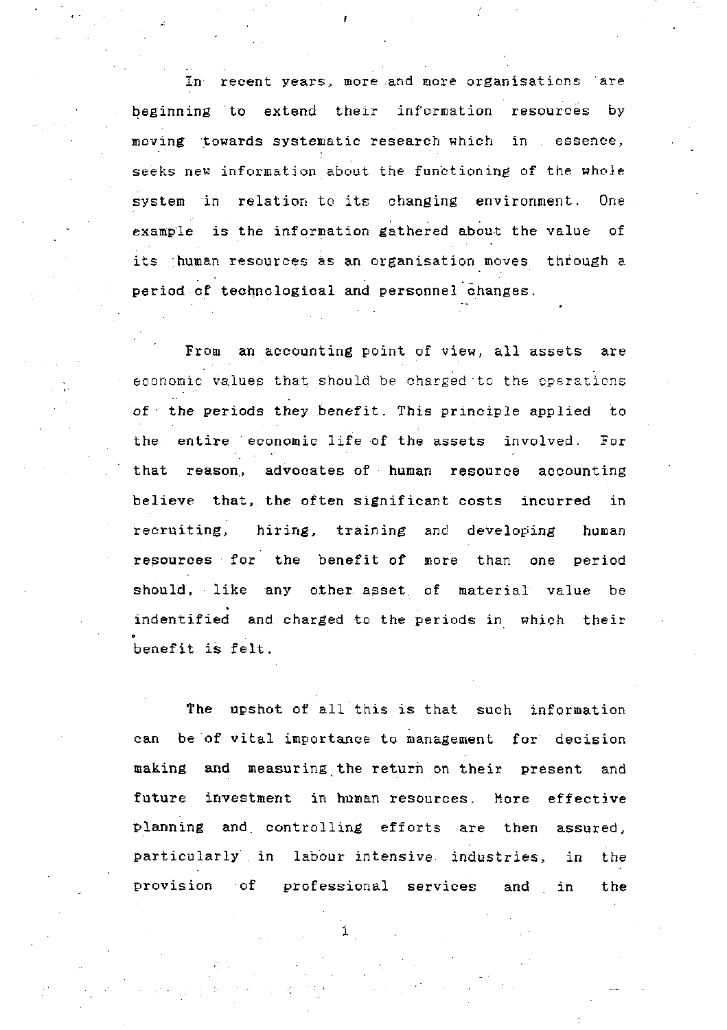In recent years, more and more organisations are beginning to extend their information resources by moving towards systematic research which in essence, seeks new information about the functioning of the whole system in relation to its changing environment. One example is the information gathered about the value of its human resources as an organisation moves through a period of technological and personnel changes.

From an accounting point of view, all assets are economic values that should be charged to the operations of the periods they benefit. This principle applied to the entire economic life of the assets involved. For that reason, advocates of human resource accounting believe that, the often significant costs incurred in recruiting, hiring, training and developing human resources for the benefit of more than one period should, like any other asset of material value be indentified and charged to the periods in which their benefit is felt.

The upshot of all this is that such information can be of vital importance to management for decision making and measuring the return on their present and future investment in human resources. More effective planning and controlling efforts are then assured, particularly in labour intensive industries, in the provision of professional services and in the